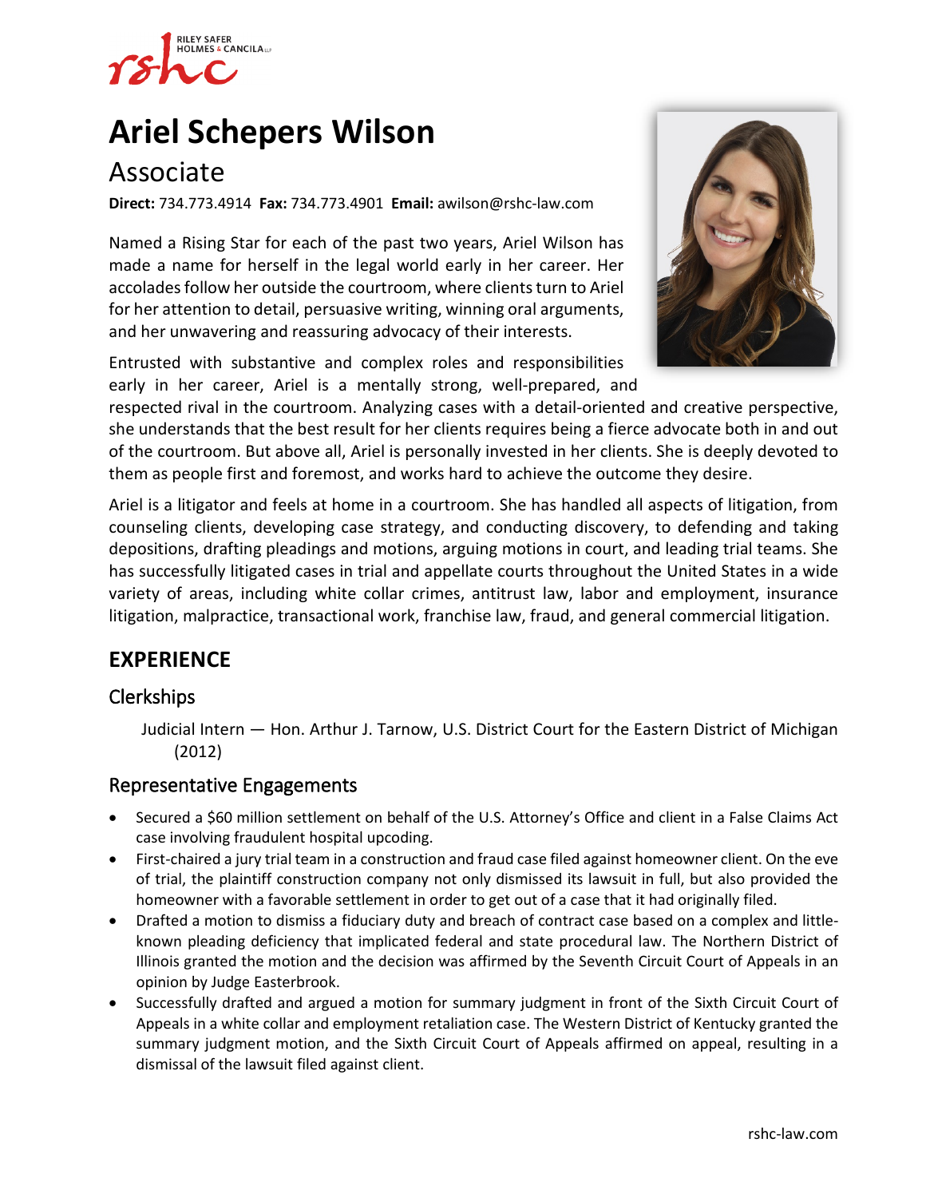# Ariel Schepers Wilson

## Associate

**Direct:** 734.773.4914 **Fax:** 734.773.4901 **Email:** awilson@rshc-law.com

Named a Rising Star for each of the past two years, Ariel Wilson has made a name for herself in the legal world early in her career. Her accolades follow her outside the courtroom, where clients turn to Ariel for her attention to detail, persuasive writing, winning oral arguments, and her unwavering and reassuring advocacy of their interests.

Entrusted with substantive and complex roles and responsibilities early in her career, Ariel is a mentally strong, well-prepared, and respected rival in the courtroom. Analyzing cases with a detail-oriented and creative perspective, she understands that the best result for her clients requires being a fierce advocate both in and out of the courtroom. But above all, Ariel is personally invested in her clients. She is deeply devoted to them as people first and foremost, and works hard to achieve the outcome they desire.

Ariel is a litigator and feels at home in a courtroom. She has handled all aspects of litigation, from counseling clients, developing case strategy, and conducting discovery, to defending and taking depositions, drafting pleadings and motions, arguing motions in court, and leading trial teams. She has successfully litigated cases in trial and appellate courts throughout the United States in a wide variety of areas, including white collar crimes, antitrust law, labor and employment, insurance litigation, malpractice, transactional work, franchise law, fraud, and general commercial litigation.

## EXPERIENCE

### Clerkships

Judicial Intern — Hon. Arthur J. Tarnow, U.S. District Court for the Eastern District of Michigan (2012)

### Representative Engagements

- Secured a $60 million settlement on behalf of the U.S. Attorney's Office and client in a False Claims Act case involving fraudulent hospital upcoding.
- First-chaired a jury trial team in a construction and fraud case filed against homeowner client. On the eve of trial, the plaintiff construction company not only dismissed its lawsuit in full, but also provided the homeowner with a favorable settlement in order to get out of a case that it had originally filed.
- Drafted a motion to dismiss a fiduciary duty and breach of contract case based on a complex and little-known pleading deficiency that implicated federal and state procedural law. The Northern District of Illinois granted the motion and the decision was affirmed by the Seventh Circuit Court of Appeals in an opinion by Judge Easterbrook.
- Successfully drafted and argued a motion for summary judgment in front of the Sixth Circuit Court of Appeals in a white collar and employment retaliation case. The Western District of Kentucky granted the summary judgment motion, and the Sixth Circuit Court of Appeals affirmed on appeal, resulting in a dismissal of the lawsuit filed against client.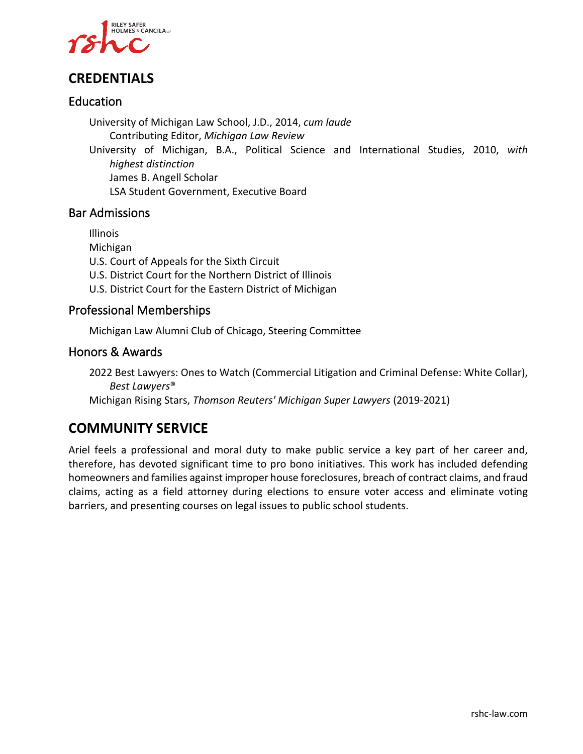## CREDENTIALS

### Education

University of Michigan Law School, J.D., 2014, *cum laude*
- Contributing Editor, *Michigan Law Review*

University of Michigan, B.A., Political Science and International Studies, 2010, *with highest distinction*
- James B. Angell Scholar
- LSA Student Government, Executive Board

### Bar Admissions

Illinois
Michigan
U.S. Court of Appeals for the Sixth Circuit
U.S. District Court for the Northern District of Illinois
U.S. District Court for the Eastern District of Michigan

### Professional Memberships

Michigan Law Alumni Club of Chicago, Steering Committee

### Honors & Awards

2022 Best Lawyers: Ones to Watch (Commercial Litigation and Criminal Defense: White Collar), *Best Lawyers®*

Michigan Rising Stars, *Thomson Reuters' Michigan Super Lawyers* (2019-2021)

## COMMUNITY SERVICE

Ariel feels a professional and moral duty to make public service a key part of her career and, therefore, has devoted significant time to pro bono initiatives. This work has included defending homeowners and families against improper house foreclosures, breach of contract claims, and fraud claims, acting as a field attorney during elections to ensure voter access and eliminate voting barriers, and presenting courses on legal issues to public school students.